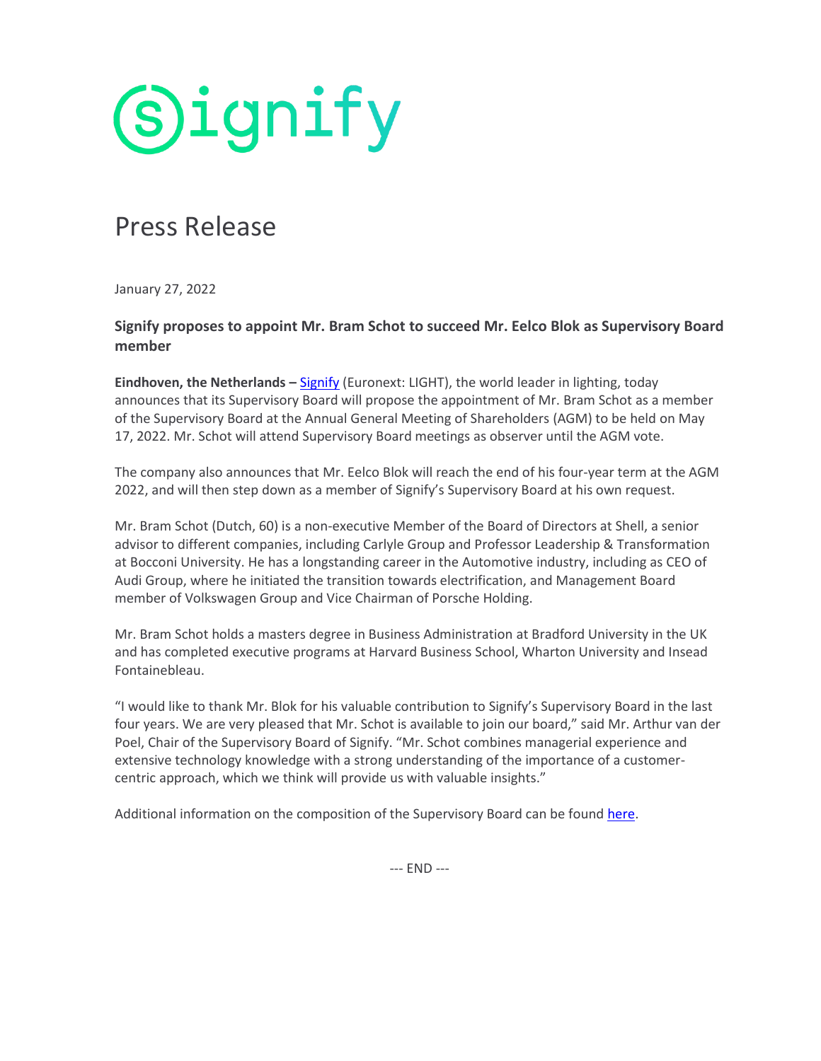signify

# Press Release

January 27, 2022

## Signify proposes to appoint Mr. Bram Schot to succeed Mr. Eelco Blok as Supervisory Board member

**Eindhoven, the Netherlands –** Signify (Euronext: LIGHT), the world leader in lighting, today announces that its Supervisory Board will propose the appointment of Mr. Bram Schot as a member of the Supervisory Board at the Annual General Meeting of Shareholders (AGM) to be held on May 17, 2022. Mr. Schot will attend Supervisory Board meetings as observer until the AGM vote.

The company also announces that Mr. Eelco Blok will reach the end of his four-year term at the AGM 2022, and will then step down as a member of Signify's Supervisory Board at his own request.

Mr. Bram Schot (Dutch, 60) is a non-executive Member of the Board of Directors at Shell, a senior advisor to different companies, including Carlyle Group and Professor Leadership & Transformation at Bocconi University. He has a longstanding career in the Automotive industry, including as CEO of Audi Group, where he initiated the transition towards electrification, and Management Board member of Volkswagen Group and Vice Chairman of Porsche Holding.

Mr. Bram Schot holds a masters degree in Business Administration at Bradford University in the UK and has completed executive programs at Harvard Business School, Wharton University and Insead Fontainebleau.

"I would like to thank Mr. Blok for his valuable contribution to Signify's Supervisory Board in the last four years. We are very pleased that Mr. Schot is available to join our board," said Mr. Arthur van der Poel, Chair of the Supervisory Board of Signify. "Mr. Schot combines managerial experience and extensive technology knowledge with a strong understanding of the importance of a customer-centric approach, which we think will provide us with valuable insights."

Additional information on the composition of the Supervisory Board can be found here.

--- END ---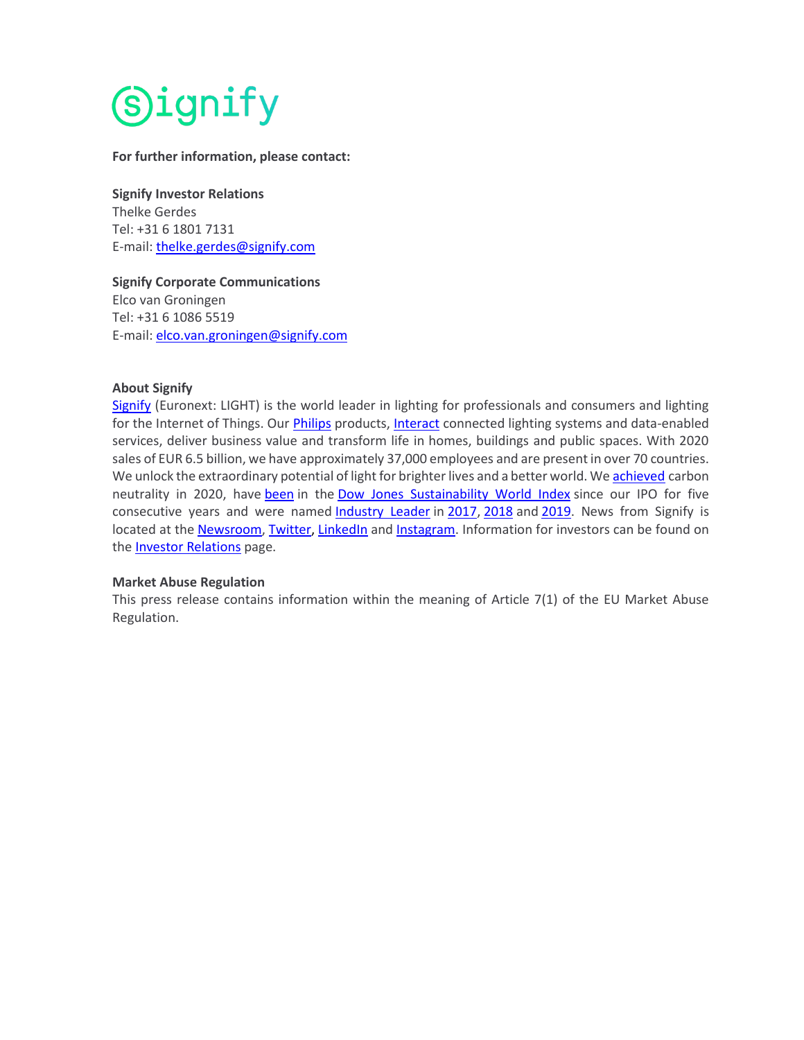Signify

**For further information, please contact:**

**Signify Investor Relations**
Thelke Gerdes
Tel: +31 6 1801 7131
E-mail: thelke.gerdes@signify.com

**Signify Corporate Communications**
Elco van Groningen
Tel: +31 6 1086 5519
E-mail: elco.van.groningen@signify.com

**About Signify**
Signify (Euronext: LIGHT) is the world leader in lighting for professionals and consumers and lighting for the Internet of Things. Our Philips products, Interact connected lighting systems and data-enabled services, deliver business value and transform life in homes, buildings and public spaces. With 2020 sales of EUR 6.5 billion, we have approximately 37,000 employees and are present in over 70 countries. We unlock the extraordinary potential of light for brighter lives and a better world. We achieved carbon neutrality in 2020, have been in the Dow Jones Sustainability World Index since our IPO for five consecutive years and were named Industry Leader in 2017, 2018 and 2019. News from Signify is located at the Newsroom, Twitter, LinkedIn and Instagram. Information for investors can be found on the Investor Relations page.

**Market Abuse Regulation**
This press release contains information within the meaning of Article 7(1) of the EU Market Abuse Regulation.